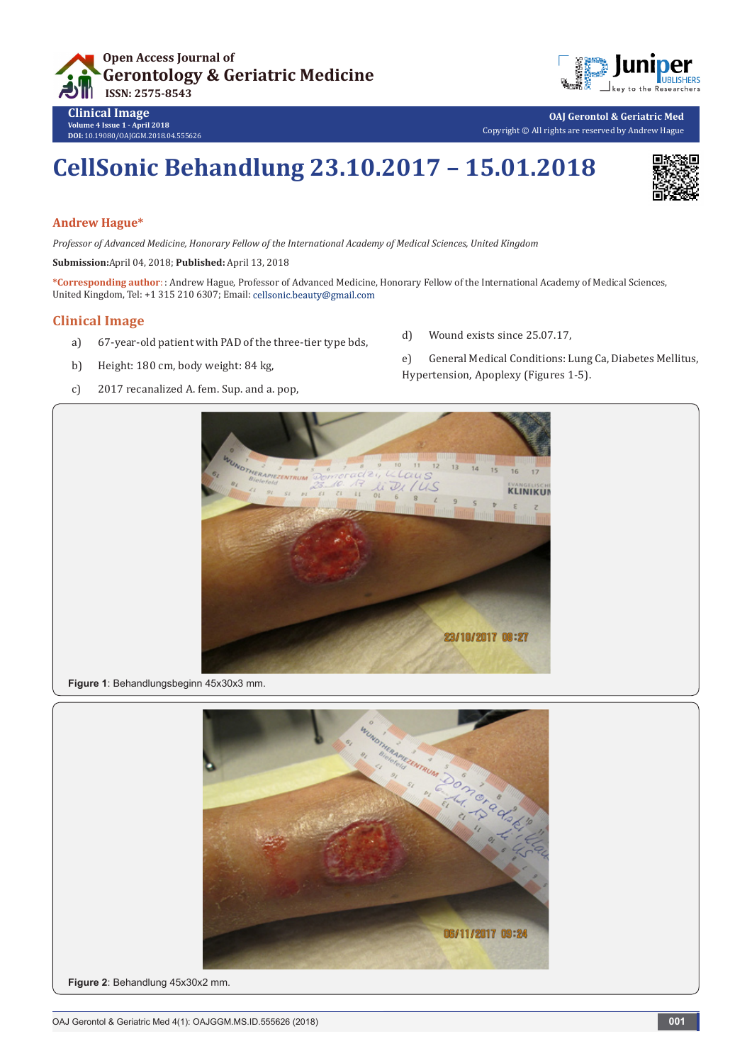# CellSonic Behandlung 23.10.2017 – 15.01.2018

**Andrew Hague***

*Professor of Advanced Medicine, Honorary Fellow of the International Academy of Medical Sciences, United Kingdom*

**Submission:** April 04, 2018; **Published:** April 13, 2018

***Corresponding author:** : Andrew Hague, Professor of Advanced Medicine, Honorary Fellow of the International Academy of Medical Sciences, United Kingdom, Tel: +1 315 210 6307; Email: cellsonic.beauty@gmail.com

## Clinical Image

a) 67-year-old patient with PAD of the three-tier type bds,

b) Height: 180 cm, body weight: 84 kg,

c) 2017 recanalized A. fem. Sup. and a. pop,

d) Wound exists since 25.07.17,

e) General Medical Conditions: Lung Ca, Diabetes Mellitus, Hypertension, Apoplexy (Figures 1-5).

**Figure 1**: Behandlungsbeginn 45x30x3 mm.

**Figure 2**: Behandlung 45x30x2 mm.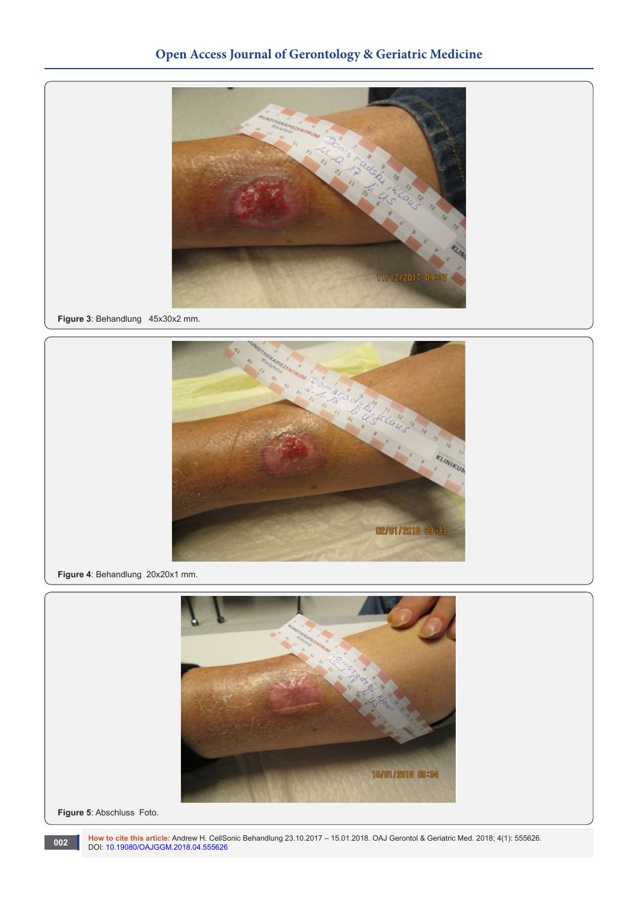**Figure 3**: Behandlung 45x30x2 mm.

**Figure 4**: Behandlung 20x20x1 mm.

**Figure 5**: Abschluss Foto.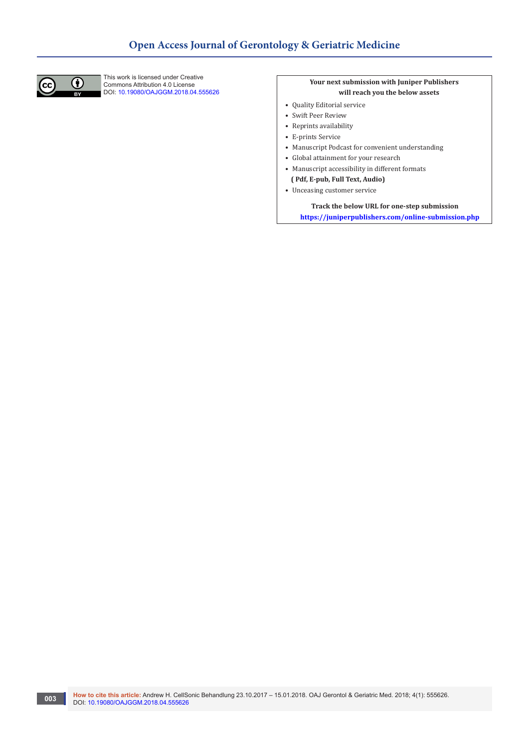This work is licensed under Creative Commons Attribution 4.0 License
DOI: 10.19080/OAJGGM.2018.04.555626

**Your next submission with Juniper Publishers will reach you the below assets**

- Quality Editorial service
- Swift Peer Review
- Reprints availability
- E-prints Service
- Manuscript Podcast for convenient understanding
- Global attainment for your research
- Manuscript accessibility in different formats
  **( Pdf, E-pub, Full Text, Audio)**
- Unceasing customer service

**Track the below URL for one-step submission**
**https://juniperpublishers.com/online-submission.php**

**How to cite this article:** Andrew H. CellSonic Behandlung 23.10.2017 – 15.01.2018. OAJ Gerontol & Geriatric Med. 2018; 4(1): 555626.
DOI: 10.19080/OAJGGM.2018.04.555626